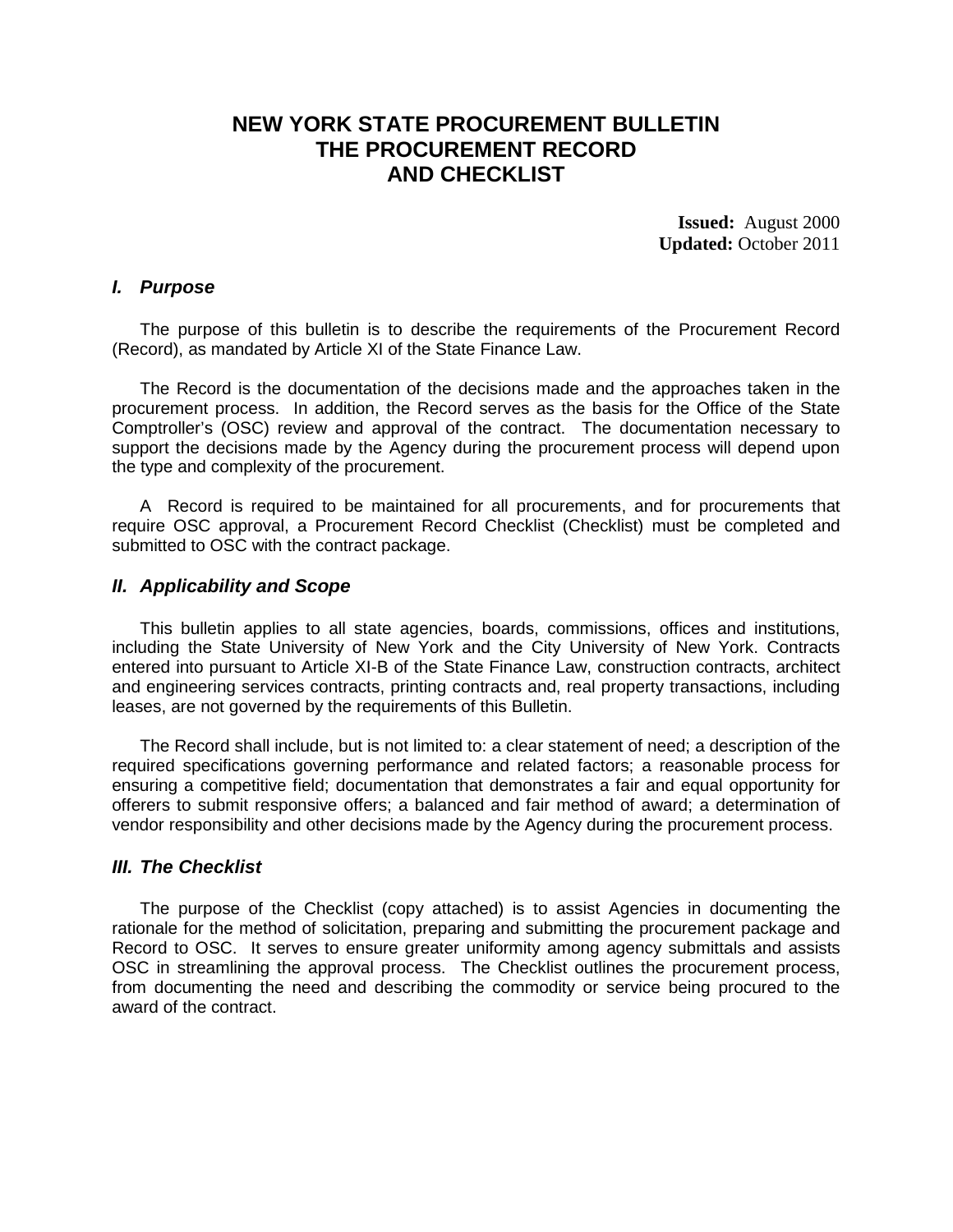# NEW YORK STATE PROCUREMENT BULLETIN
# THE PROCUREMENT RECORD
# AND CHECKLIST

**Issued:** August 2000
**Updated:** October 2011

### *I. Purpose*

The purpose of this bulletin is to describe the requirements of the Procurement Record (Record), as mandated by Article XI of the State Finance Law.

The Record is the documentation of the decisions made and the approaches taken in the procurement process. In addition, the Record serves as the basis for the Office of the State Comptroller's (OSC) review and approval of the contract. The documentation necessary to support the decisions made by the Agency during the procurement process will depend upon the type and complexity of the procurement.

A Record is required to be maintained for all procurements, and for procurements that require OSC approval, a Procurement Record Checklist (Checklist) must be completed and submitted to OSC with the contract package.

### *II. Applicability and Scope*

This bulletin applies to all state agencies, boards, commissions, offices and institutions, including the State University of New York and the City University of New York. Contracts entered into pursuant to Article XI-B of the State Finance Law, construction contracts, architect and engineering services contracts, printing contracts and, real property transactions, including leases, are not governed by the requirements of this Bulletin.

The Record shall include, but is not limited to: a clear statement of need; a description of the required specifications governing performance and related factors; a reasonable process for ensuring a competitive field; documentation that demonstrates a fair and equal opportunity for offerers to submit responsive offers; a balanced and fair method of award; a determination of vendor responsibility and other decisions made by the Agency during the procurement process.

### *III. The Checklist*

The purpose of the Checklist (copy attached) is to assist Agencies in documenting the rationale for the method of solicitation, preparing and submitting the procurement package and Record to OSC. It serves to ensure greater uniformity among agency submittals and assists OSC in streamlining the approval process. The Checklist outlines the procurement process, from documenting the need and describing the commodity or service being procured to the award of the contract.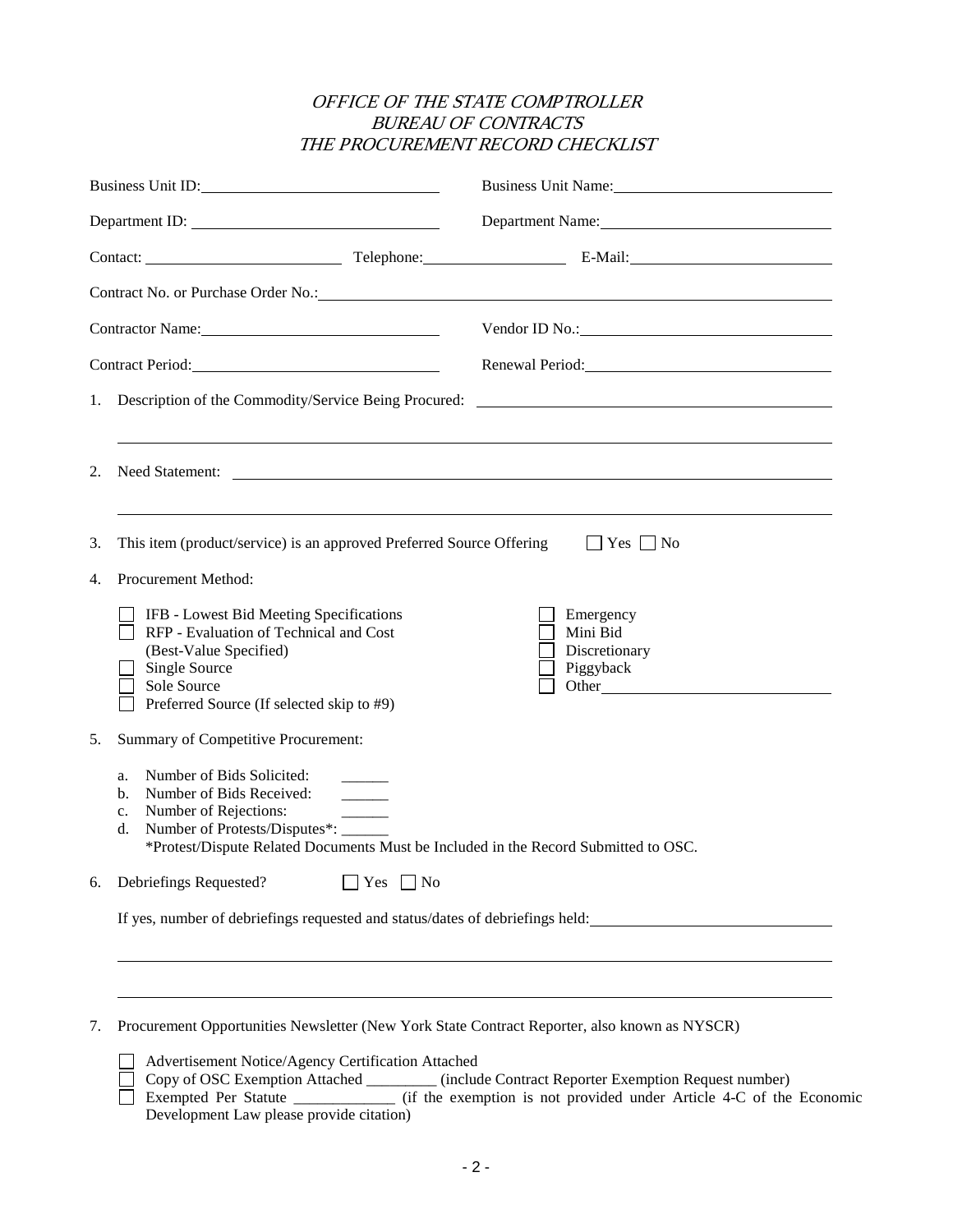*OFFICE OF THE STATE COMPTROLLER*
*BUREAU OF CONTRACTS*
*THE PROCUREMENT RECORD CHECKLIST*

Business Unit ID: ______________________________ Business Unit Name: ______________________________

Department ID: ______________________________ Department Name: ______________________________

Contact: ________________________ Telephone: __________________ E-Mail: ________________________

Contract No. or Purchase Order No.: ____________________________________________________________

Contractor Name: ______________________________ Vendor ID No.: ______________________________

Contract Period: ______________________________ Renewal Period: ______________________________

1. Description of the Commodity/Service Being Procured: ____________________________________________

   ______________________________________________________________________________________

2. Need Statement: ______________________________________________________________________

   ______________________________________________________________________________________

3. This item (product/service) is an approved Preferred Source Offering ☐ Yes ☐ No

4. Procurement Method:

   ☐ IFB - Lowest Bid Meeting Specifications
   ☐ RFP - Evaluation of Technical and Cost (Best-Value Specified)
   ☐ Single Source
   ☐ Sole Source
   ☐ Preferred Source (If selected skip to #9)
   ☐ Emergency
   ☐ Mini Bid
   ☐ Discretionary
   ☐ Piggyback
   ☐ Other ______________________________

5. Summary of Competitive Procurement:

   a. Number of Bids Solicited: ______
   b. Number of Bids Received: ______
   c. Number of Rejections: ______
   d. Number of Protests/Disputes*: ______
   
   *Protest/Dispute Related Documents Must be Included in the Record Submitted to OSC.

6. Debriefings Requested? ☐ Yes ☐ No

   If yes, number of debriefings requested and status/dates of debriefings held: ______________________________

   ______________________________________________________________________________________

   ______________________________________________________________________________________

7. Procurement Opportunities Newsletter (New York State Contract Reporter, also known as NYSCR)

   ☐ Advertisement Notice/Agency Certification Attached
   ☐ Copy of OSC Exemption Attached _________ (include Contract Reporter Exemption Request number)
   ☐ Exempted Per Statute _____________ (if the exemption is not provided under Article 4-C of the Economic Development Law please provide citation)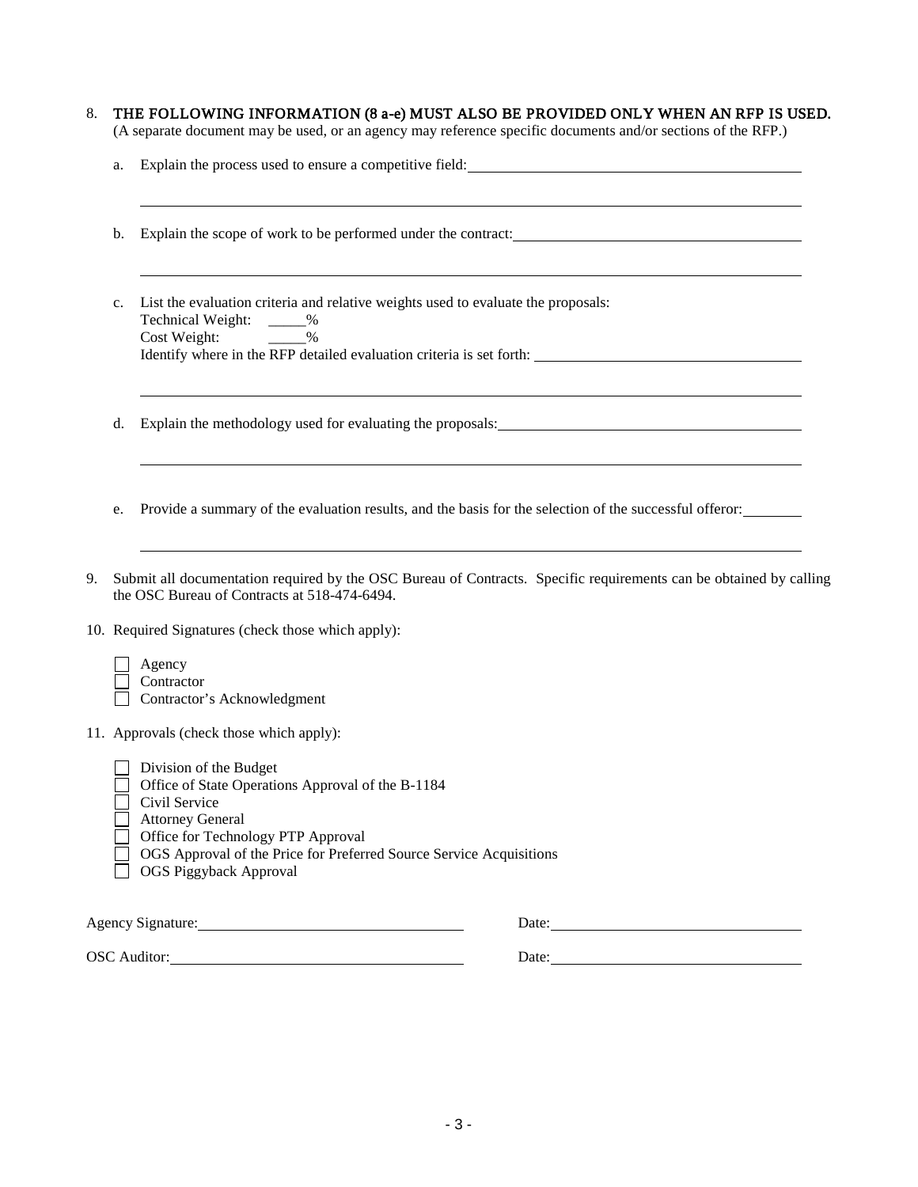8. **THE FOLLOWING INFORMATION (8 a-e) MUST ALSO BE PROVIDED ONLY WHEN AN RFP IS USED.**
(A separate document may be used, or an agency may reference specific documents and/or sections of the RFP.)

   a. Explain the process used to ensure a competitive field: ______________________________

   ______________________________________________________________________________

   b. Explain the scope of work to be performed under the contract: ______________________________

   ______________________________________________________________________________

   c. List the evaluation criteria and relative weights used to evaluate the proposals:
   Technical Weight: _____%
   Cost Weight: _____%
   Identify where in the RFP detailed evaluation criteria is set forth: ______________________________

   ______________________________________________________________________________

   d. Explain the methodology used for evaluating the proposals: ______________________________

   ______________________________________________________________________________

   e. Provide a summary of the evaluation results, and the basis for the selection of the successful offeror: ________

   ______________________________________________________________________________

9. Submit all documentation required by the OSC Bureau of Contracts. Specific requirements can be obtained by calling the OSC Bureau of Contracts at 518-474-6494.

10. Required Signatures (check those which apply):

   - ☐ Agency
   - ☐ Contractor
   - ☐ Contractor's Acknowledgment

11. Approvals (check those which apply):

   - ☐ Division of the Budget
   - ☐ Office of State Operations Approval of the B-1184
   - ☐ Civil Service
   - ☐ Attorney General
   - ☐ Office for Technology PTP Approval
   - ☐ OGS Approval of the Price for Preferred Source Service Acquisitions
   - ☐ OGS Piggyback Approval

Agency Signature: ______________________________ Date: ______________________________

OSC Auditor: ______________________________ Date: ______________________________